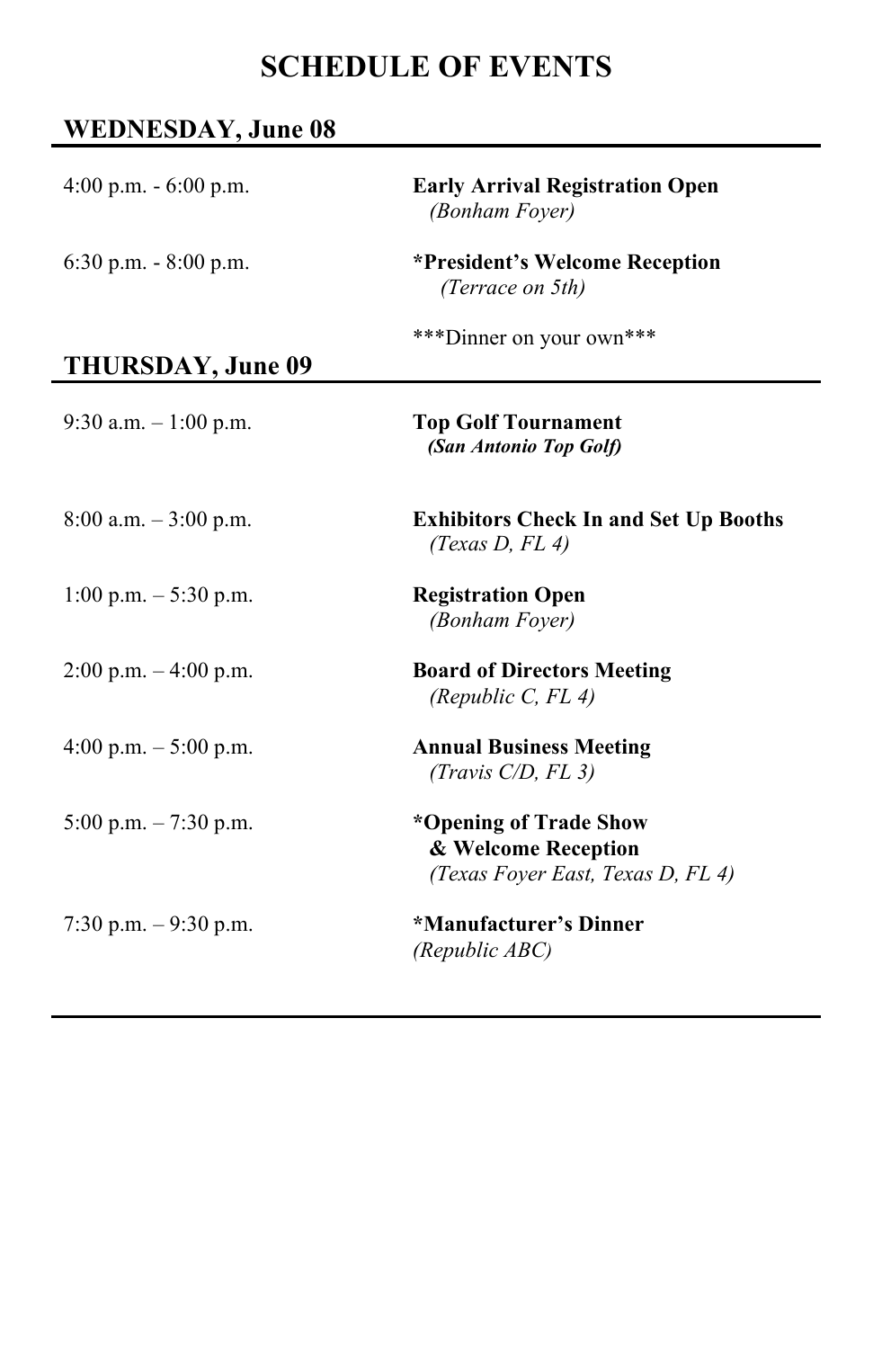# SCHEDULE OF EVENTS

## WEDNESDAY, June 08

4:00 p.m. - 6:00 p.m. **Early Arrival Registration Open**
*(Bonham Foyer)*

6:30 p.m. - 8:00 p.m. ***President's Welcome Reception**
*(Terrace on 5th)*

***Dinner on your own***

## THURSDAY, June 09

9:30 a.m. – 1:00 p.m. **Top Golf Tournament**
***(San Antonio Top Golf)***

8:00 a.m. – 3:00 p.m. **Exhibitors Check In and Set Up Booths**
*(Texas D, FL 4)*

1:00 p.m. – 5:30 p.m. **Registration Open**
*(Bonham Foyer)*

2:00 p.m. – 4:00 p.m. **Board of Directors Meeting**
*(Republic C, FL 4)*

4:00 p.m. – 5:00 p.m. **Annual Business Meeting**
*(Travis C/D, FL 3)*

5:00 p.m. – 7:30 p.m. ***Opening of Trade Show & Welcome Reception**
*(Texas Foyer East, Texas D, FL 4)*

7:30 p.m. – 9:30 p.m. ***Manufacturer's Dinner**
*(Republic ABC)*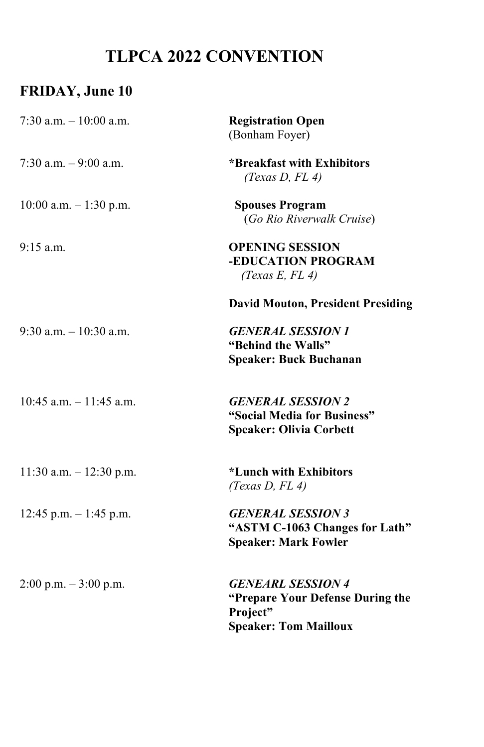# TLPCA 2022 CONVENTION

## FRIDAY, June 10

| | |
|---|---|
| 7:30 a.m. – 10:00 a.m. | **Registration Open**<br>(Bonham Foyer) |
| 7:30 a.m. – 9:00 a.m. | ***Breakfast with Exhibitors**<br>*(Texas D, FL 4)* |
| 10:00 a.m. – 1:30 p.m. | **Spouses Program**<br>(*Go Rio Riverwalk Cruise*) |
| 9:15 a.m. | **OPENING SESSION**<br>**-EDUCATION PROGRAM**<br>*(Texas E, FL 4)*<br><br>**David Mouton, President Presiding** |
| 9:30 a.m. – 10:30 a.m. | ***GENERAL SESSION 1***<br>**"Behind the Walls"**<br>**Speaker: Buck Buchanan** |
| 10:45 a.m. – 11:45 a.m. | ***GENERAL SESSION 2***<br>**"Social Media for Business"**<br>**Speaker: Olivia Corbett** |
| 11:30 a.m. – 12:30 p.m. | ***Lunch with Exhibitors**<br>*(Texas D, FL 4)* |
| 12:45 p.m. – 1:45 p.m. | ***GENERAL SESSION 3***<br>**"ASTM C-1063 Changes for Lath"**<br>**Speaker: Mark Fowler** |
| 2:00 p.m. – 3:00 p.m. | ***GENEARL SESSION 4***<br>**"Prepare Your Defense During the Project"**<br>**Speaker: Tom Mailloux** |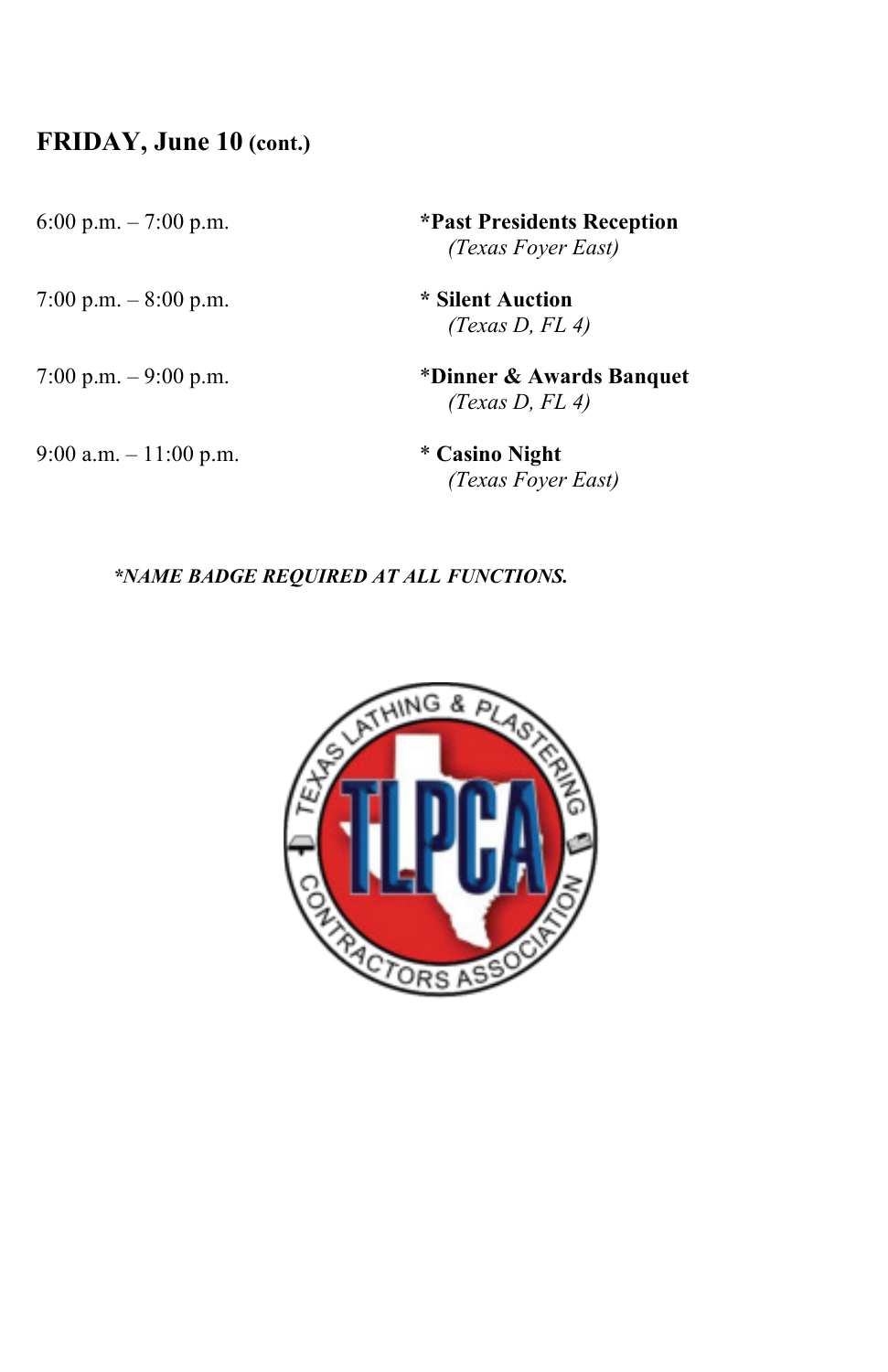## FRIDAY, June 10 (cont.)

| | |
|---|---|
| 6:00 p.m. – 7:00 p.m. | ***Past Presidents Reception** <br> *(Texas Foyer East)* |
| 7:00 p.m. – 8:00 p.m. | *** Silent Auction** <br> *(Texas D, FL 4)* |
| 7:00 p.m. – 9:00 p.m. | ***Dinner & Awards Banquet** <br> *(Texas D, FL 4)* |
| 9:00 a.m. – 11:00 p.m. | *** Casino Night** <br> *(Texas Foyer East)* |

***NAME BADGE REQUIRED AT ALL FUNCTIONS.***

TEXAS LATHING & PLASTERING CONTRACTORS ASSOCIATION

TLPCA